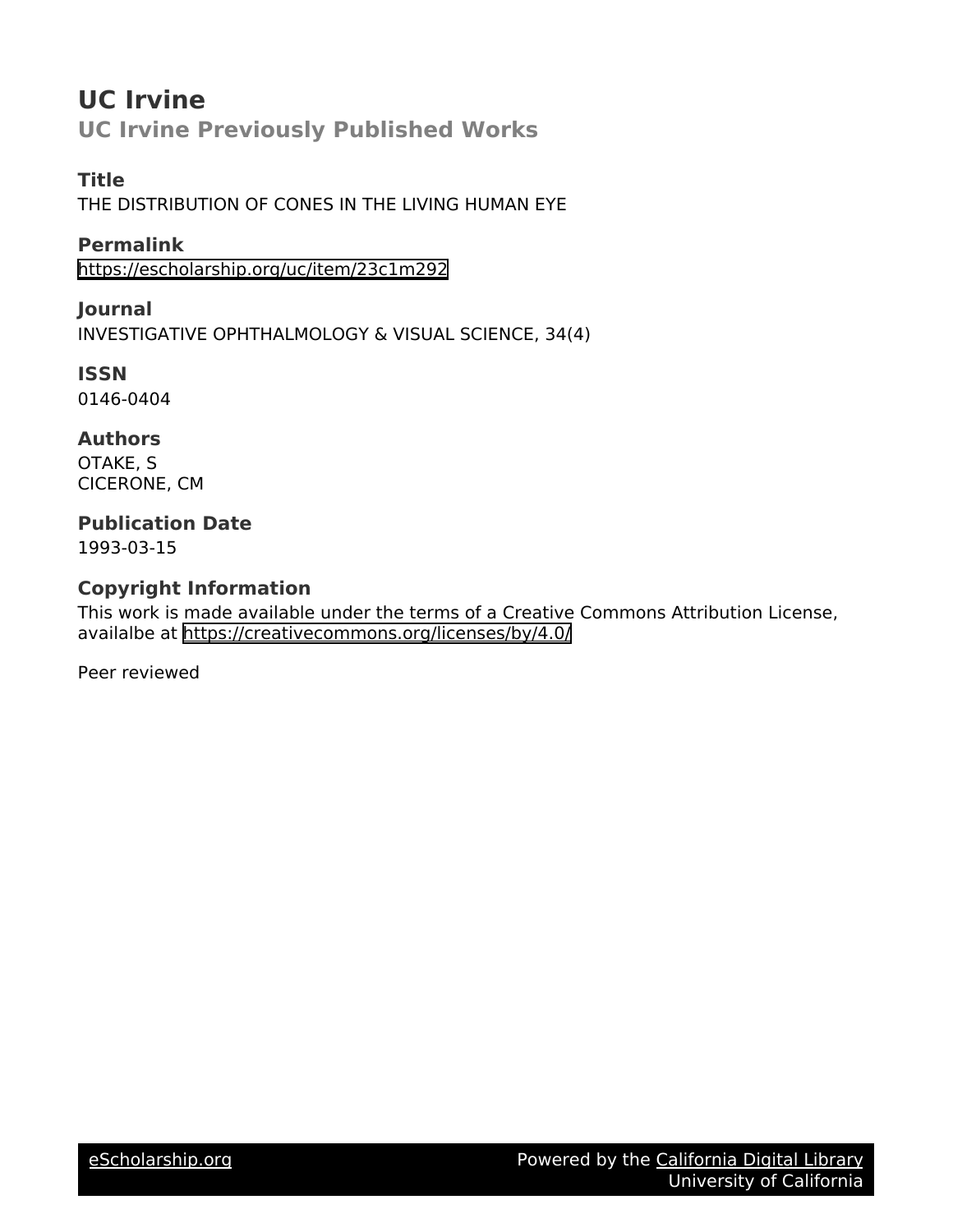# UC Irvine

## UC Irvine Previously Published Works

### Title

THE DISTRIBUTION OF CONES IN THE LIVING HUMAN EYE

### Permalink

https://escholarship.org/uc/item/23c1m292

### Journal

INVESTIGATIVE OPHTHALMOLOGY & VISUAL SCIENCE, 34(4)

### ISSN

0146-0404

### Authors

OTAKE, S
CICERONE, CM

### Publication Date

1993-03-15

### Copyright Information

This work is made available under the terms of a Creative Commons Attribution License, availalbe at https://creativecommons.org/licenses/by/4.0/

Peer reviewed

eScholarship.org — Powered by the California Digital Library, University of California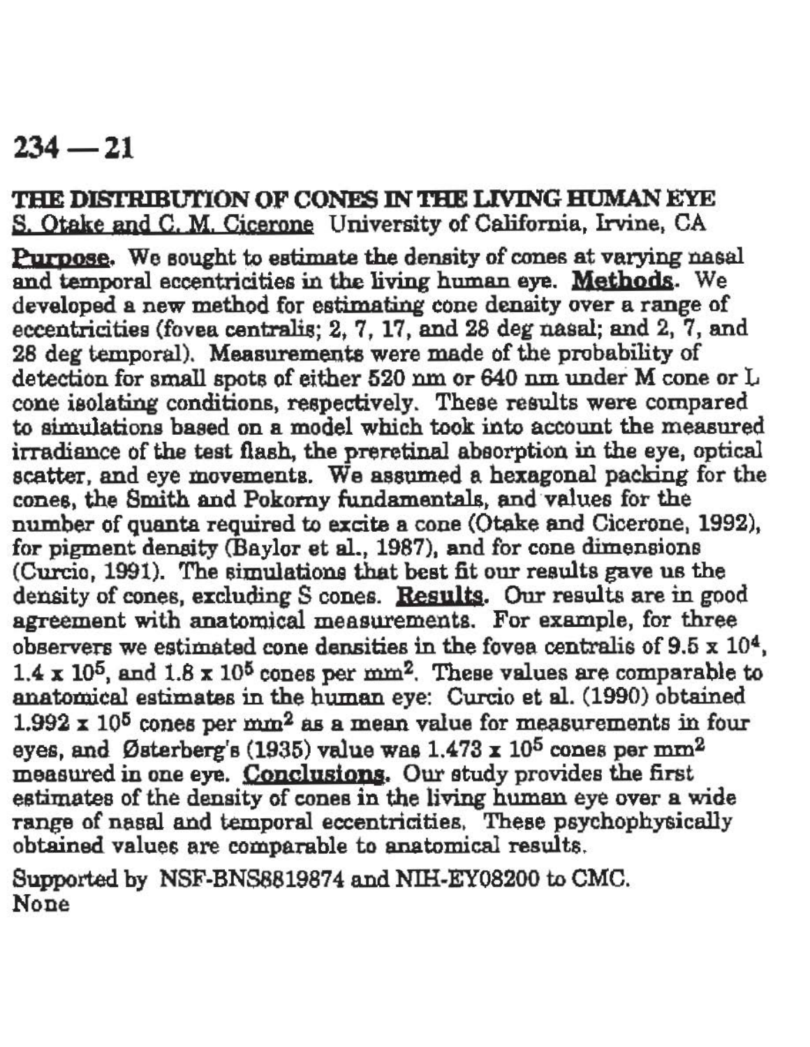# 234 — 21

## THE DISTRIBUTION OF CONES IN THE LIVING HUMAN EYE

S. Otake and C. M. Cicerone University of California, Irvine, CA

**Purpose.** We sought to estimate the density of cones at varying nasal and temporal eccentricities in the living human eye. **Methods.** We developed a new method for estimating cone density over a range of eccentricities (fovea centralis; 2, 7, 17, and 28 deg nasal; and 2, 7, and 28 deg temporal). Measurements were made of the probability of detection for small spots of either 520 nm or 640 nm under M cone or L cone isolating conditions, respectively. These results were compared to simulations based on a model which took into account the measured irradiance of the test flash, the preretinal absorption in the eye, optical scatter, and eye movements. We assumed a hexagonal packing for the cones, the Smith and Pokorny fundamentals, and values for the number of quanta required to excite a cone (Otake and Cicerone, 1992), for pigment density (Baylor et al., 1987), and for cone dimensions (Curcio, 1991). The simulations that best fit our results gave us the density of cones, excluding S cones. **Results.** Our results are in good agreement with anatomical measurements. For example, for three observers we estimated cone densities in the fovea centralis of $9.5 \times 10^4$, $1.4 \times 10^5$, and $1.8 \times 10^5$ cones per $mm^2$. These values are comparable to anatomical estimates in the human eye: Curcio et al. (1990) obtained $1.992 \times 10^5$ cones per $mm^2$ as a mean value for measurements in four eyes, and Østerberg's (1935) value was $1.473 \times 10^5$ cones per $mm^2$ measured in one eye. **Conclusions.** Our study provides the first estimates of the density of cones in the living human eye over a wide range of nasal and temporal eccentricities. These psychophysically obtained values are comparable to anatomical results.

Supported by NSF-BNS8819874 and NIH-EY08200 to CMC.
None